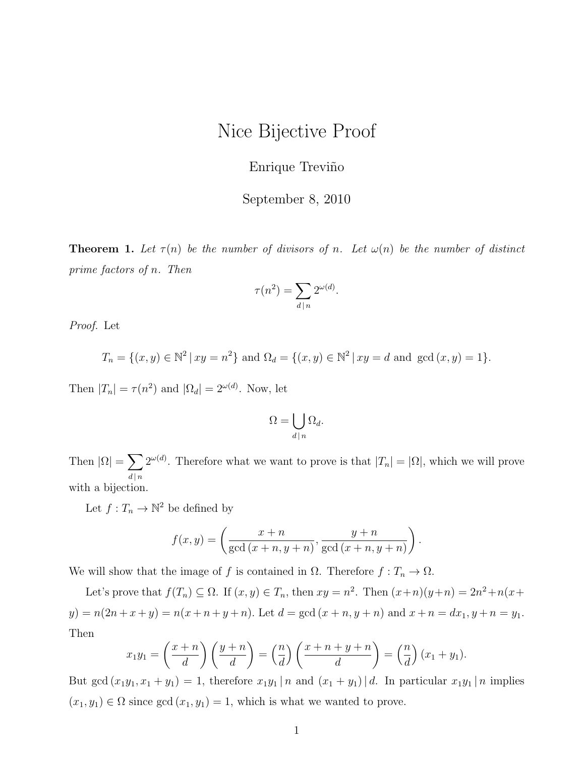// Nice Bijective Proof

# Nice Bijective Proof

Enrique Treviño

September 8, 2010

**Theorem 1.** *Let $\tau(n)$ be the number of divisors of $n$. Let $\omega(n)$ be the number of distinct prime factors of $n$. Then*

$$\tau(n^2) = \sum_{d \mid n} 2^{\omega(d)}.$$

*Proof.* Let

$$T_n = \{(x, y) \in \mathbb{N}^2 \mid xy = n^2\} \text{ and } \Omega_d = \{(x, y) \in \mathbb{N}^2 \mid xy = d \text{ and } \gcd(x, y) = 1\}.$$

Then $|T_n| = \tau(n^2)$ and $|\Omega_d| = 2^{\omega(d)}$. Now, let

$$\Omega = \bigcup_{d \mid n} \Omega_d.$$

Then $|\Omega| = \sum_{d \mid n} 2^{\omega(d)}$. Therefore what we want to prove is that $|T_n| = |\Omega|$, which we will prove with a bijection.

Let $f : T_n \to \mathbb{N}^2$ be defined by

$$f(x, y) = \left( \frac{x+n}{\gcd(x+n, y+n)}, \frac{y+n}{\gcd(x+n, y+n)} \right).$$

We will show that the image of $f$ is contained in $\Omega$. Therefore $f : T_n \to \Omega$.

Let's prove that $f(T_n) \subseteq \Omega$. If $(x, y) \in T_n$, then $xy = n^2$. Then $(x+n)(y+n) = 2n^2 + n(x+y) = n(2n+x+y) = n(x+n+y+n)$. Let $d = \gcd(x+n, y+n)$ and $x+n = dx_1, y+n = y_1$. Then

$$x_1 y_1 = \left(\frac{x+n}{d}\right)\left(\frac{y+n}{d}\right) = \left(\frac{n}{d}\right)\left(\frac{x+n+y+n}{d}\right) = \left(\frac{n}{d}\right)(x_1 + y_1).$$

But $\gcd(x_1 y_1, x_1 + y_1) = 1$, therefore $x_1 y_1 \mid n$ and $(x_1 + y_1) \mid d$. In particular $x_1 y_1 \mid n$ implies $(x_1, y_1) \in \Omega$ since $\gcd(x_1, y_1) = 1$, which is what we wanted to prove.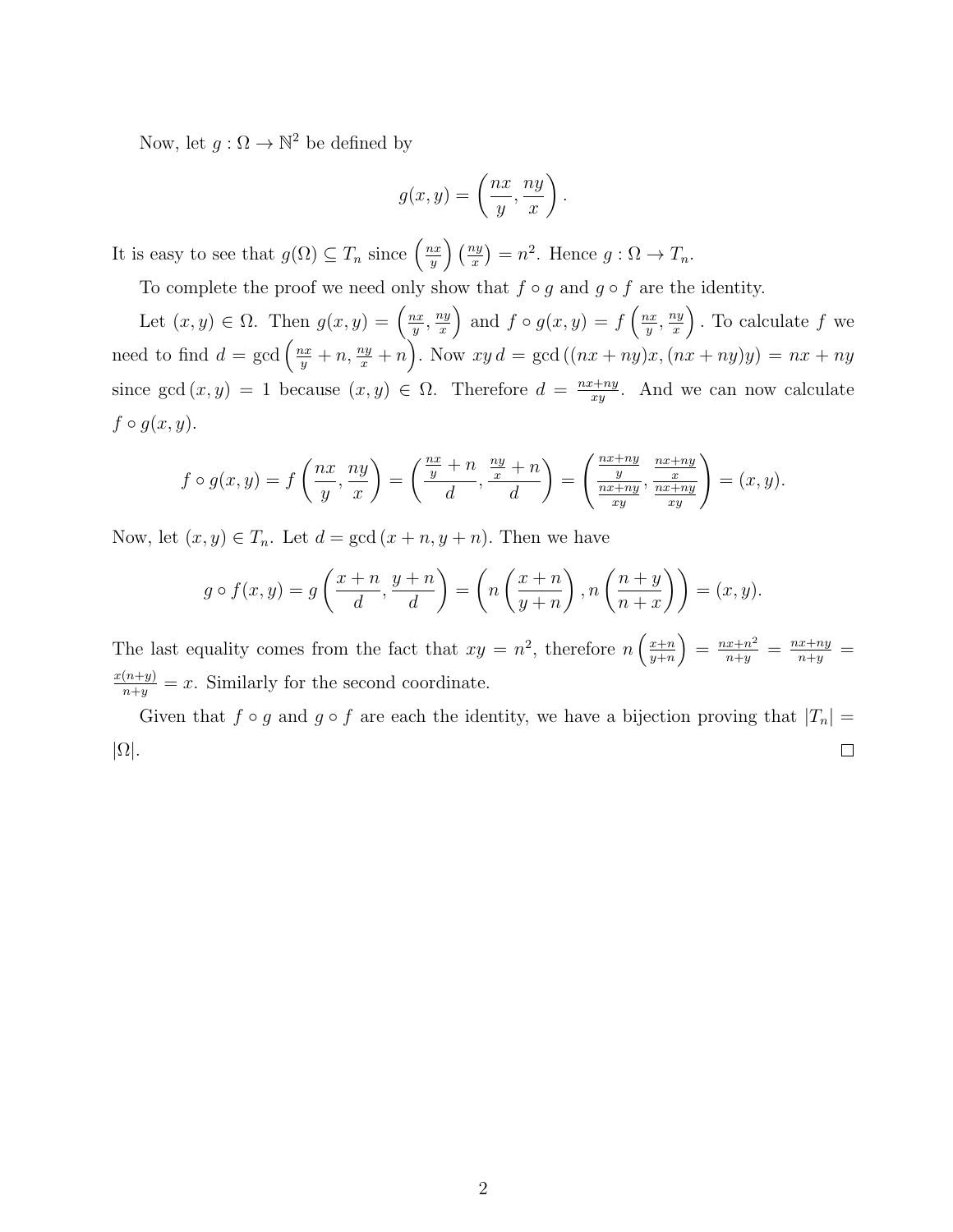Now, let $g : \Omega \to \mathbb{N}^2$ be defined by

$$g(x, y) = \left(\frac{nx}{y}, \frac{ny}{x}\right).$$

It is easy to see that $g(\Omega) \subseteq T_n$ since $\left(\frac{nx}{y}\right)\left(\frac{ny}{x}\right) = n^2$. Hence $g : \Omega \to T_n$.

To complete the proof we need only show that $f \circ g$ and $g \circ f$ are the identity.

Let $(x, y) \in \Omega$. Then $g(x, y) = \left(\frac{nx}{y}, \frac{ny}{x}\right)$ and $f \circ g(x, y) = f\left(\frac{nx}{y}, \frac{ny}{x}\right)$. To calculate $f$ we need to find $d = \gcd\left(\frac{nx}{y} + n, \frac{ny}{x} + n\right)$. Now $xy\, d = \gcd\left((nx + ny)x, (nx + ny)y\right) = nx + ny$ since $\gcd(x, y) = 1$ because $(x, y) \in \Omega$. Therefore $d = \frac{nx+ny}{xy}$. And we can now calculate $f \circ g(x, y)$.

$$f \circ g(x, y) = f\left(\frac{nx}{y}, \frac{ny}{x}\right) = \left(\frac{\frac{nx}{y} + n}{d}, \frac{\frac{ny}{x} + n}{d}\right) = \left(\frac{\frac{nx+ny}{y}}{\frac{nx+ny}{xy}}, \frac{\frac{nx+ny}{x}}{\frac{nx+ny}{xy}}\right) = (x, y).$$

Now, let $(x, y) \in T_n$. Let $d = \gcd(x + n, y + n)$. Then we have

$$g \circ f(x, y) = g\left(\frac{x+n}{d}, \frac{y+n}{d}\right) = \left(n\left(\frac{x+n}{y+n}\right), n\left(\frac{n+y}{n+x}\right)\right) = (x, y).$$

The last equality comes from the fact that $xy = n^2$, therefore $n\left(\frac{x+n}{y+n}\right) = \frac{nx+n^2}{n+y} = \frac{nx+ny}{n+y} = \frac{x(n+y)}{n+y} = x$. Similarly for the second coordinate.

Given that $f \circ g$ and $g \circ f$ are each the identity, we have a bijection proving that $|T_n| = |\Omega|$.

$\square$